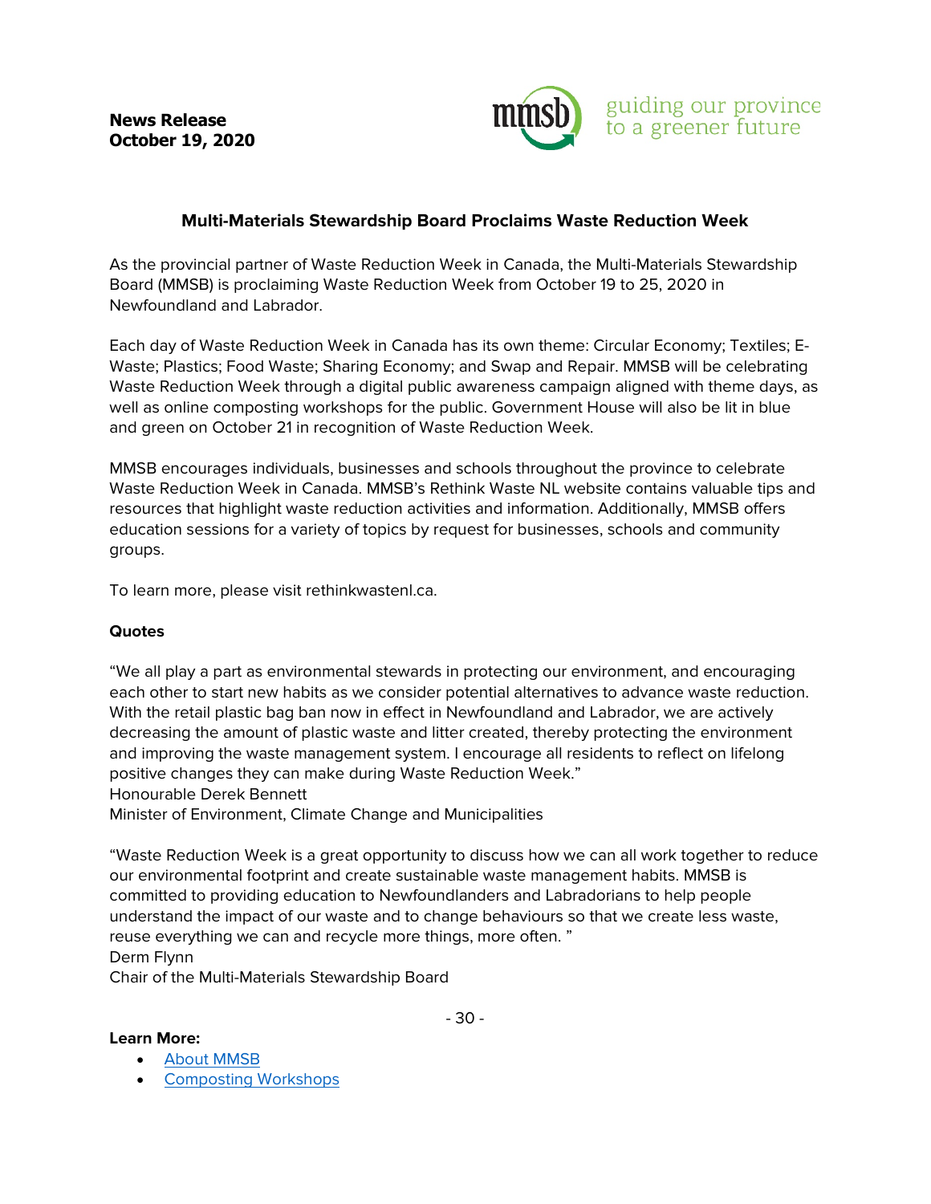**News Release**
**October 19, 2020**

mmsb guiding our province to a greener future

## Multi-Materials Stewardship Board Proclaims Waste Reduction Week

As the provincial partner of Waste Reduction Week in Canada, the Multi-Materials Stewardship Board (MMSB) is proclaiming Waste Reduction Week from October 19 to 25, 2020 in Newfoundland and Labrador.

Each day of Waste Reduction Week in Canada has its own theme: Circular Economy; Textiles; E-Waste; Plastics; Food Waste; Sharing Economy; and Swap and Repair. MMSB will be celebrating Waste Reduction Week through a digital public awareness campaign aligned with theme days, as well as online composting workshops for the public. Government House will also be lit in blue and green on October 21 in recognition of Waste Reduction Week.

MMSB encourages individuals, businesses and schools throughout the province to celebrate Waste Reduction Week in Canada. MMSB's Rethink Waste NL website contains valuable tips and resources that highlight waste reduction activities and information. Additionally, MMSB offers education sessions for a variety of topics by request for businesses, schools and community groups.

To learn more, please visit rethinkwastenl.ca.

**Quotes**

"We all play a part as environmental stewards in protecting our environment, and encouraging each other to start new habits as we consider potential alternatives to advance waste reduction. With the retail plastic bag ban now in effect in Newfoundland and Labrador, we are actively decreasing the amount of plastic waste and litter created, thereby protecting the environment and improving the waste management system. I encourage all residents to reflect on lifelong positive changes they can make during Waste Reduction Week."
Honourable Derek Bennett
Minister of Environment, Climate Change and Municipalities

"Waste Reduction Week is a great opportunity to discuss how we can all work together to reduce our environmental footprint and create sustainable waste management habits. MMSB is committed to providing education to Newfoundlanders and Labradorians to help people understand the impact of our waste and to change behaviours so that we create less waste, reuse everything we can and recycle more things, more often. "
Derm Flynn
Chair of the Multi-Materials Stewardship Board

- 30 -

**Learn More:**

- About MMSB
- Composting Workshops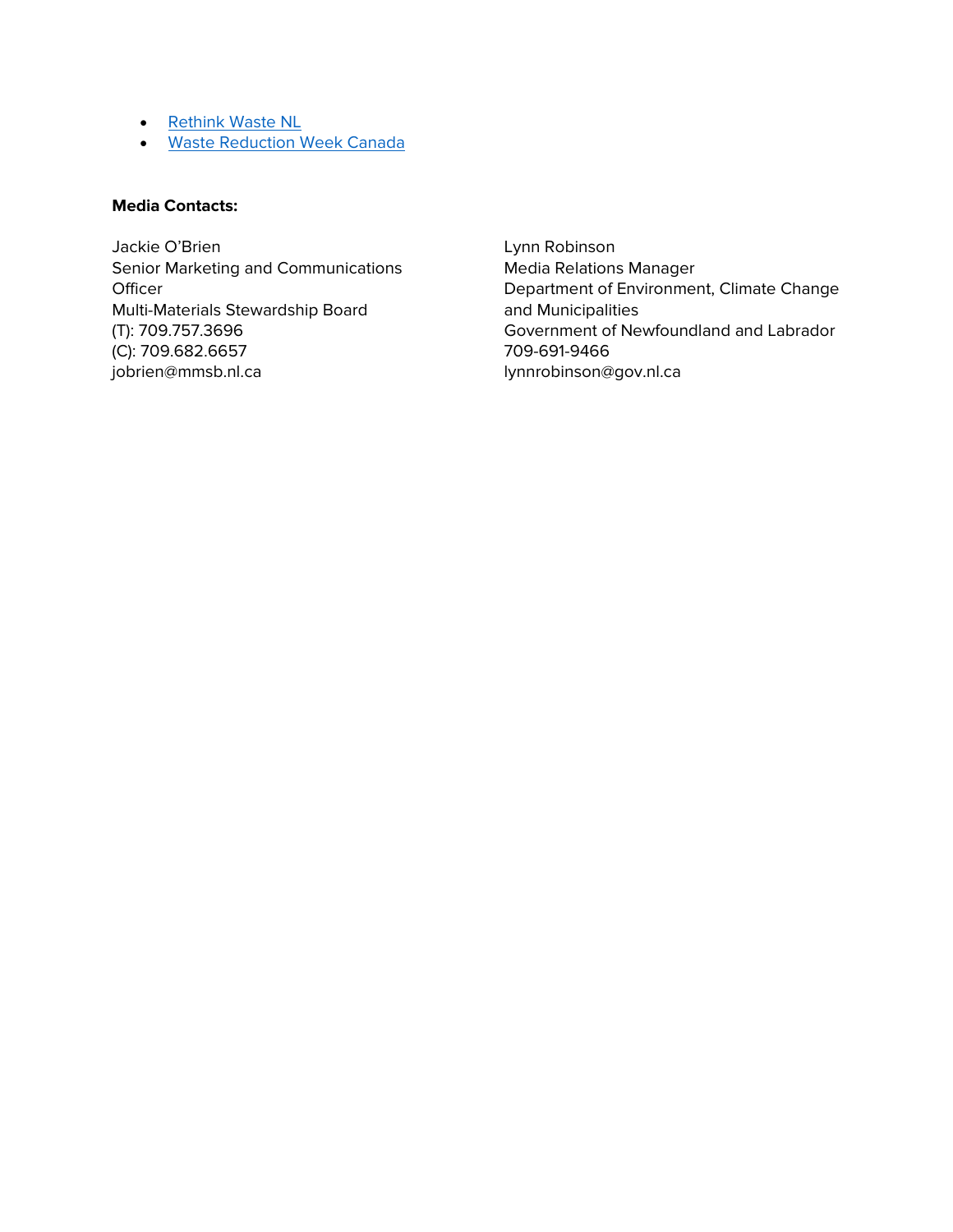- Rethink Waste NL
- Waste Reduction Week Canada

**Media Contacts:**

Jackie O'Brien
Senior Marketing and Communications Officer
Multi-Materials Stewardship Board
(T): 709.757.3696
(C): 709.682.6657
jobrien@mmsb.nl.ca

Lynn Robinson
Media Relations Manager
Department of Environment, Climate Change and Municipalities
Government of Newfoundland and Labrador
709-691-9466
lynnrobinson@gov.nl.ca